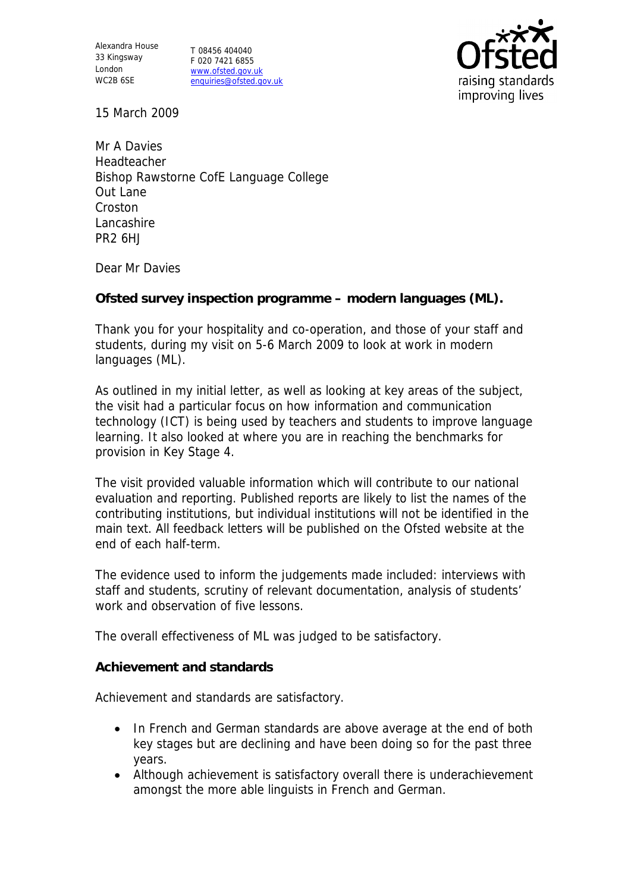Alexandra House
33 Kingsway
London
WC2B 6SE

T 08456 404040
F 020 7421 6855
www.ofsted.gov.uk
enquiries@ofsted.gov.uk

15 March 2009

Mr A Davies
Headteacher
Bishop Rawstorne CofE Language College
Out Lane
Croston
Lancashire
PR2 6HJ

Dear Mr Davies

**Ofsted survey inspection programme – modern languages (ML).**

Thank you for your hospitality and co-operation, and those of your staff and students, during my visit on 5-6 March 2009 to look at work in modern languages (ML).

As outlined in my initial letter, as well as looking at key areas of the subject, the visit had a particular focus on how information and communication technology (ICT) is being used by teachers and students to improve language learning. It also looked at where you are in reaching the benchmarks for provision in Key Stage 4.

The visit provided valuable information which will contribute to our national evaluation and reporting. Published reports are likely to list the names of the contributing institutions, but individual institutions will not be identified in the main text. All feedback letters will be published on the Ofsted website at the end of each half-term.

The evidence used to inform the judgements made included: interviews with staff and students, scrutiny of relevant documentation, analysis of students' work and observation of five lessons.

The overall effectiveness of ML was judged to be satisfactory.

**Achievement and standards**

Achievement and standards are satisfactory.

- In French and German standards are above average at the end of both key stages but are declining and have been doing so for the past three years.
- Although achievement is satisfactory overall there is underachievement amongst the more able linguists in French and German.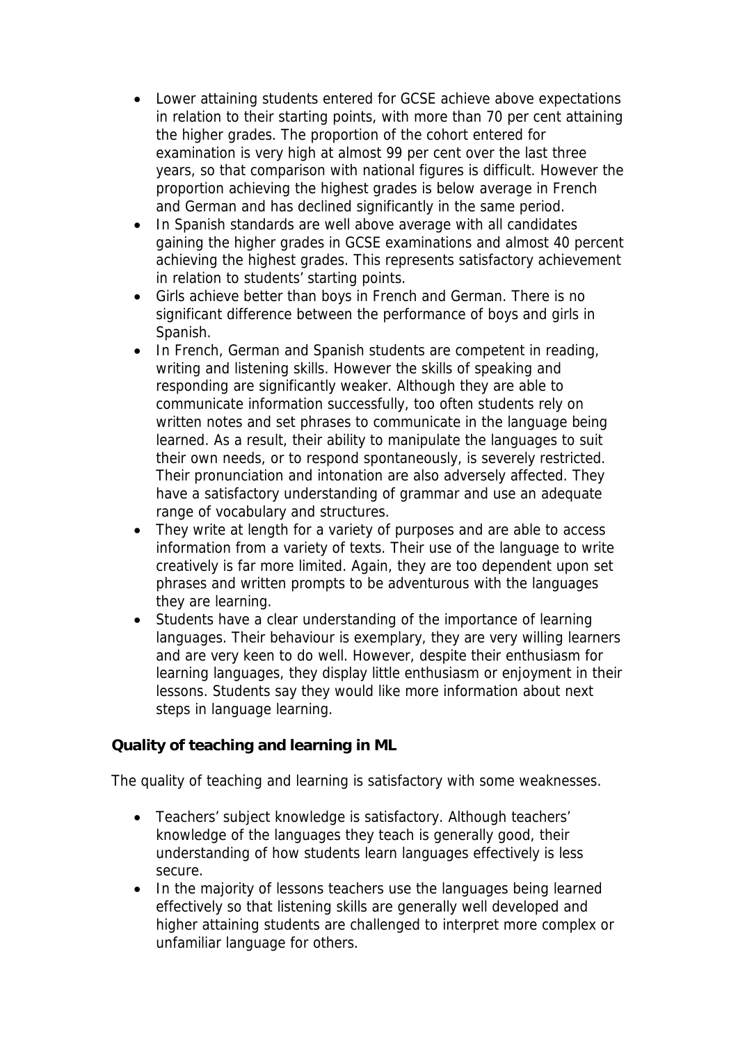- Lower attaining students entered for GCSE achieve above expectations in relation to their starting points, with more than 70 per cent attaining the higher grades. The proportion of the cohort entered for examination is very high at almost 99 per cent over the last three years, so that comparison with national figures is difficult. However the proportion achieving the highest grades is below average in French and German and has declined significantly in the same period.
- In Spanish standards are well above average with all candidates gaining the higher grades in GCSE examinations and almost 40 percent achieving the highest grades. This represents satisfactory achievement in relation to students' starting points.
- Girls achieve better than boys in French and German. There is no significant difference between the performance of boys and girls in Spanish.
- In French, German and Spanish students are competent in reading, writing and listening skills. However the skills of speaking and responding are significantly weaker. Although they are able to communicate information successfully, too often students rely on written notes and set phrases to communicate in the language being learned. As a result, their ability to manipulate the languages to suit their own needs, or to respond spontaneously, is severely restricted. Their pronunciation and intonation are also adversely affected. They have a satisfactory understanding of grammar and use an adequate range of vocabulary and structures.
- They write at length for a variety of purposes and are able to access information from a variety of texts. Their use of the language to write creatively is far more limited. Again, they are too dependent upon set phrases and written prompts to be adventurous with the languages they are learning.
- Students have a clear understanding of the importance of learning languages. Their behaviour is exemplary, they are very willing learners and are very keen to do well. However, despite their enthusiasm for learning languages, they display little enthusiasm or enjoyment in their lessons. Students say they would like more information about next steps in language learning.

**Quality of teaching and learning in ML**

The quality of teaching and learning is satisfactory with some weaknesses.

- Teachers' subject knowledge is satisfactory. Although teachers' knowledge of the languages they teach is generally good, their understanding of how students learn languages effectively is less secure.
- In the majority of lessons teachers use the languages being learned effectively so that listening skills are generally well developed and higher attaining students are challenged to interpret more complex or unfamiliar language for others.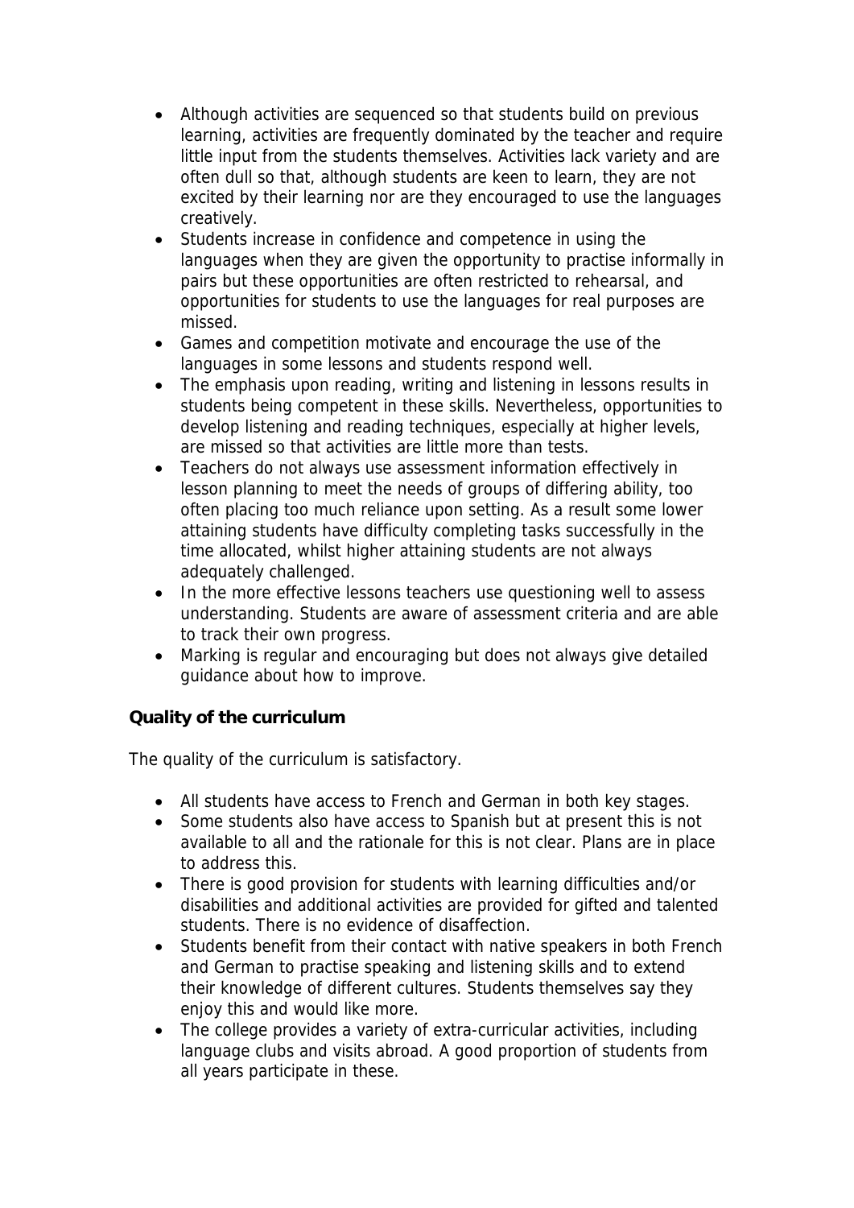- Although activities are sequenced so that students build on previous learning, activities are frequently dominated by the teacher and require little input from the students themselves. Activities lack variety and are often dull so that, although students are keen to learn, they are not excited by their learning nor are they encouraged to use the languages creatively.
- Students increase in confidence and competence in using the languages when they are given the opportunity to practise informally in pairs but these opportunities are often restricted to rehearsal, and opportunities for students to use the languages for real purposes are missed.
- Games and competition motivate and encourage the use of the languages in some lessons and students respond well.
- The emphasis upon reading, writing and listening in lessons results in students being competent in these skills. Nevertheless, opportunities to develop listening and reading techniques, especially at higher levels, are missed so that activities are little more than tests.
- Teachers do not always use assessment information effectively in lesson planning to meet the needs of groups of differing ability, too often placing too much reliance upon setting. As a result some lower attaining students have difficulty completing tasks successfully in the time allocated, whilst higher attaining students are not always adequately challenged.
- In the more effective lessons teachers use questioning well to assess understanding. Students are aware of assessment criteria and are able to track their own progress.
- Marking is regular and encouraging but does not always give detailed guidance about how to improve.

**Quality of the curriculum**

The quality of the curriculum is satisfactory.

- All students have access to French and German in both key stages.
- Some students also have access to Spanish but at present this is not available to all and the rationale for this is not clear. Plans are in place to address this.
- There is good provision for students with learning difficulties and/or disabilities and additional activities are provided for gifted and talented students. There is no evidence of disaffection.
- Students benefit from their contact with native speakers in both French and German to practise speaking and listening skills and to extend their knowledge of different cultures. Students themselves say they enjoy this and would like more.
- The college provides a variety of extra-curricular activities, including language clubs and visits abroad. A good proportion of students from all years participate in these.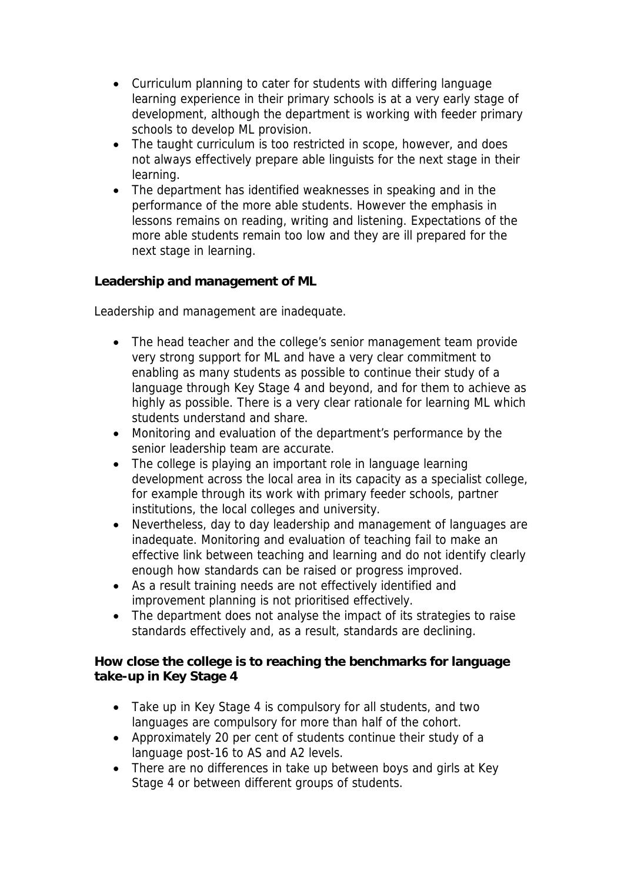- Curriculum planning to cater for students with differing language learning experience in their primary schools is at a very early stage of development, although the department is working with feeder primary schools to develop ML provision.
- The taught curriculum is too restricted in scope, however, and does not always effectively prepare able linguists for the next stage in their learning.
- The department has identified weaknesses in speaking and in the performance of the more able students. However the emphasis in lessons remains on reading, writing and listening. Expectations of the more able students remain too low and they are ill prepared for the next stage in learning.

### Leadership and management of ML

Leadership and management are inadequate.

- The head teacher and the college's senior management team provide very strong support for ML and have a very clear commitment to enabling as many students as possible to continue their study of a language through Key Stage 4 and beyond, and for them to achieve as highly as possible. There is a very clear rationale for learning ML which students understand and share.
- Monitoring and evaluation of the department's performance by the senior leadership team are accurate.
- The college is playing an important role in language learning development across the local area in its capacity as a specialist college, for example through its work with primary feeder schools, partner institutions, the local colleges and university.
- Nevertheless, day to day leadership and management of languages are inadequate. Monitoring and evaluation of teaching fail to make an effective link between teaching and learning and do not identify clearly enough how standards can be raised or progress improved.
- As a result training needs are not effectively identified and improvement planning is not prioritised effectively.
- The department does not analyse the impact of its strategies to raise standards effectively and, as a result, standards are declining.

### How close the college is to reaching the benchmarks for language take-up in Key Stage 4

- Take up in Key Stage 4 is compulsory for all students, and two languages are compulsory for more than half of the cohort.
- Approximately 20 per cent of students continue their study of a language post-16 to AS and A2 levels.
- There are no differences in take up between boys and girls at Key Stage 4 or between different groups of students.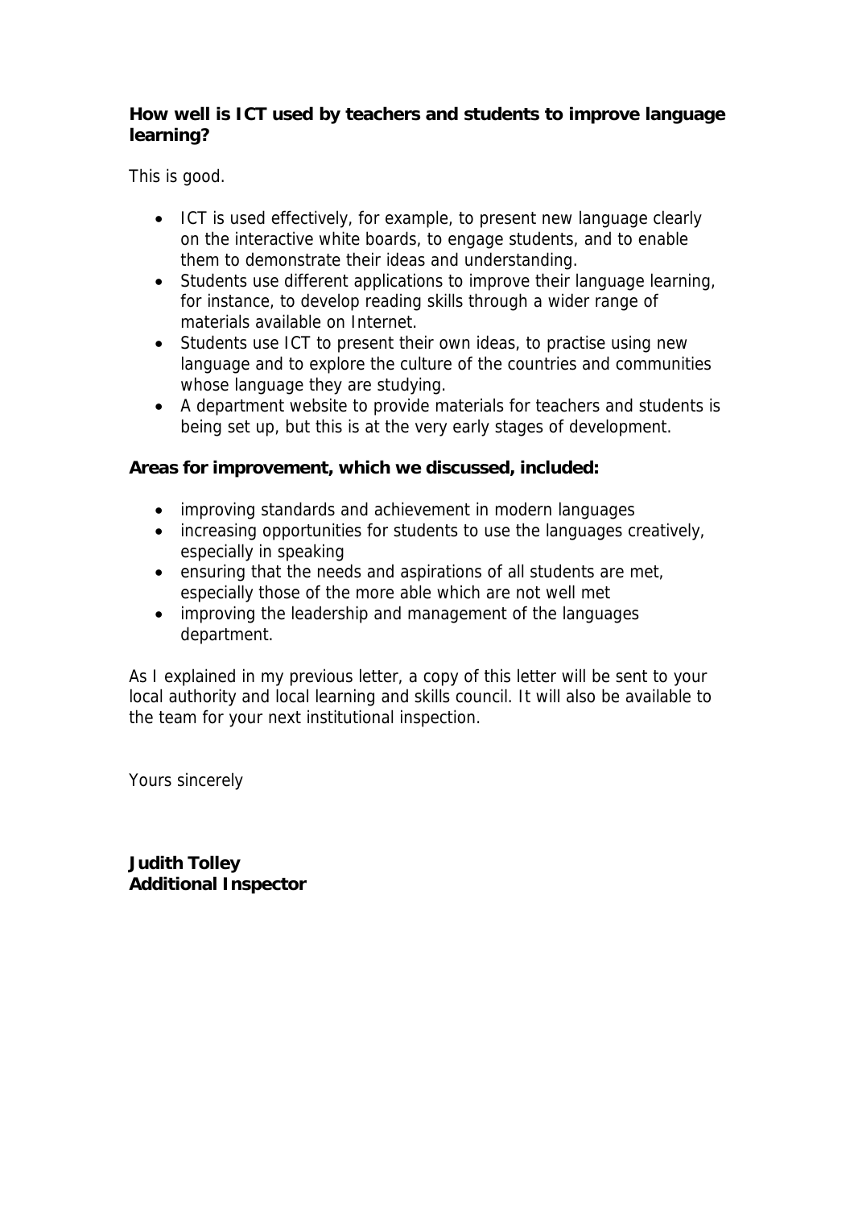**How well is ICT used by teachers and students to improve language learning?**

This is good.

- ICT is used effectively, for example, to present new language clearly on the interactive white boards, to engage students, and to enable them to demonstrate their ideas and understanding.
- Students use different applications to improve their language learning, for instance, to develop reading skills through a wider range of materials available on Internet.
- Students use ICT to present their own ideas, to practise using new language and to explore the culture of the countries and communities whose language they are studying.
- A department website to provide materials for teachers and students is being set up, but this is at the very early stages of development.

**Areas for improvement, which we discussed, included:**

- improving standards and achievement in modern languages
- increasing opportunities for students to use the languages creatively, especially in speaking
- ensuring that the needs and aspirations of all students are met, especially those of the more able which are not well met
- improving the leadership and management of the languages department.

As I explained in my previous letter, a copy of this letter will be sent to your local authority and local learning and skills council. It will also be available to the team for your next institutional inspection.

Yours sincerely

**Judith Tolley**
**Additional Inspector**